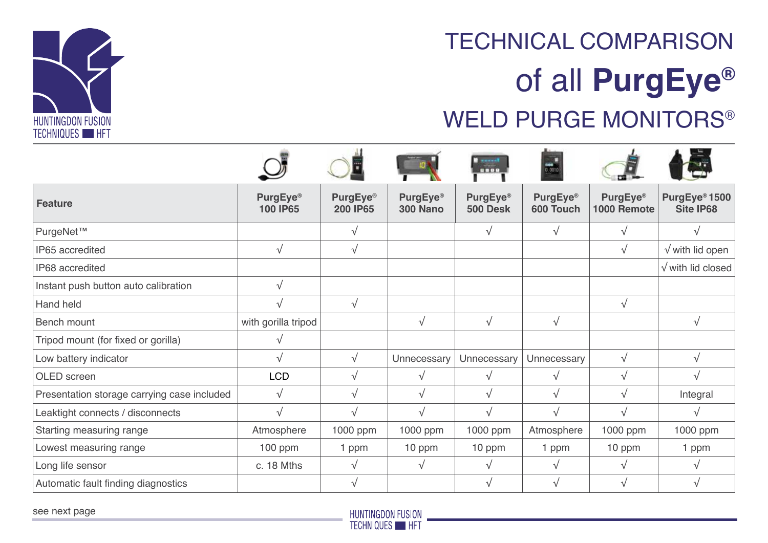# TECHNICAL COMPARISON

# of all **PurgEye®**

# WELD PURGE MONITORS®

| Feature | PurgEye® 100 IP65 | PurgEye® 200 IP65 | PurgEye® 300 Nano | PurgEye® 500 Desk | PurgEye® 600 Touch | PurgEye® 1000 Remote | PurgEye® 1500 Site IP68 |
|---|---|---|---|---|---|---|---|
| PurgeNet™ | | √ | | √ | √ | √ | √ |
| IP65 accredited | √ | √ | | | | √ | √ with lid open |
| IP68 accredited | | | | | | | √ with lid closed |
| Instant push button auto calibration | √ | | | | | | |
| Hand held | √ | √ | | | | √ | |
| Bench mount | with gorilla tripod | | √ | √ | √ | | √ |
| Tripod mount (for fixed or gorilla) | √ | | | | | | |
| Low battery indicator | √ | √ | Unnecessary | Unnecessary | Unnecessary | √ | √ |
| OLED screen | LCD | √ | √ | √ | √ | √ | √ |
| Presentation storage carrying case included | √ | √ | √ | √ | √ | √ | Integral |
| Leaktight connects / disconnects | √ | √ | √ | √ | √ | √ | √ |
| Starting measuring range | Atmosphere | 1000 ppm | 1000 ppm | 1000 ppm | Atmosphere | 1000 ppm | 1000 ppm |
| Lowest measuring range | 100 ppm | 1 ppm | 10 ppm | 10 ppm | 1 ppm | 10 ppm | 1 ppm |
| Long life sensor | c. 18 Mths | √ | √ | √ | √ | √ | √ |
| Automatic fault finding diagnostics | | √ | | √ | √ | √ | √ |

see next page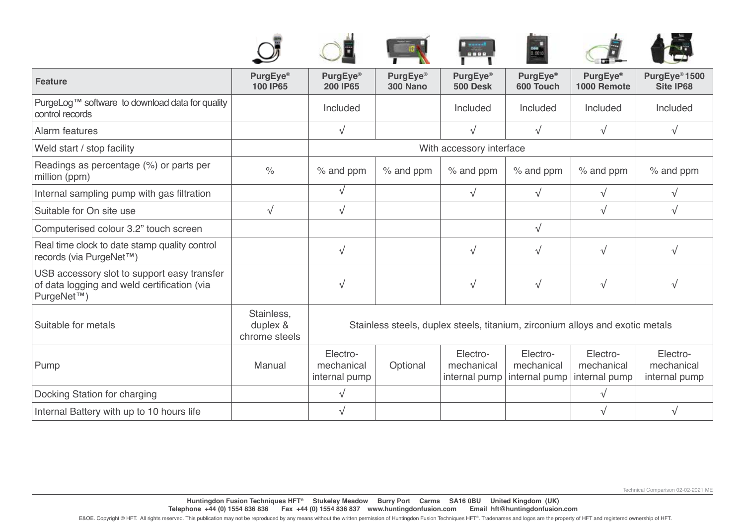| Feature | PurgEye® 100 IP65 | PurgEye® 200 IP65 | PurgEye® 300 Nano | PurgEye® 500 Desk | PurgEye® 600 Touch | PurgEye® 1000 Remote | PurgEye® 1500 Site IP68 |
|---|---|---|---|---|---|---|---|
| PurgeLog™ software to download data for quality control records | | Included | | Included | Included | Included | Included |
| Alarm features | | √ | | √ | √ | √ | √ |
| Weld start / stop facility | | With accessory interface | | | | | |
| Readings as percentage (%) or parts per million (ppm) | % | % and ppm | % and ppm | % and ppm | % and ppm | % and ppm | % and ppm |
| Internal sampling pump with gas filtration | | √ | | √ | √ | √ | √ |
| Suitable for On site use | √ | √ | | | | √ | √ |
| Computerised colour 3.2" touch screen | | | | | √ | | |
| Real time clock to date stamp quality control records (via PurgeNet™) | | √ | | √ | √ | √ | √ |
| USB accessory slot to support easy transfer of data logging and weld certification (via PurgeNet™) | | √ | | √ | √ | √ | √ |
| Suitable for metals | Stainless, duplex & chrome steels | Stainless steels, duplex steels, titanium, zirconium alloys and exotic metals | | | | | |
| Pump | Manual | Electro-mechanical internal pump | Optional | Electro-mechanical internal pump | Electro-mechanical internal pump | Electro-mechanical internal pump | Electro-mechanical internal pump |
| Docking Station for charging | | √ | | | | √ | |
| Internal Battery with up to 10 hours life | | √ | | | | √ | √ |

Technical Comparison 02-02-2021 ME

**Huntingdon Fusion Techniques HFT® Stukeley Meadow Burry Port Carms SA16 0BU United Kingdom (UK)**
**Telephone +44 (0) 1554 836 836 Fax +44 (0) 1554 836 837 www.huntingdonfusion.com Email hft@huntingdonfusion.com**

E&OE. Copyright © HFT. All rights reserved. This publication may not be reproduced by any means without the written permission of Huntingdon Fusion Techniques HFT®. Tradenames and logos are the property of HFT and registered ownership of HFT.